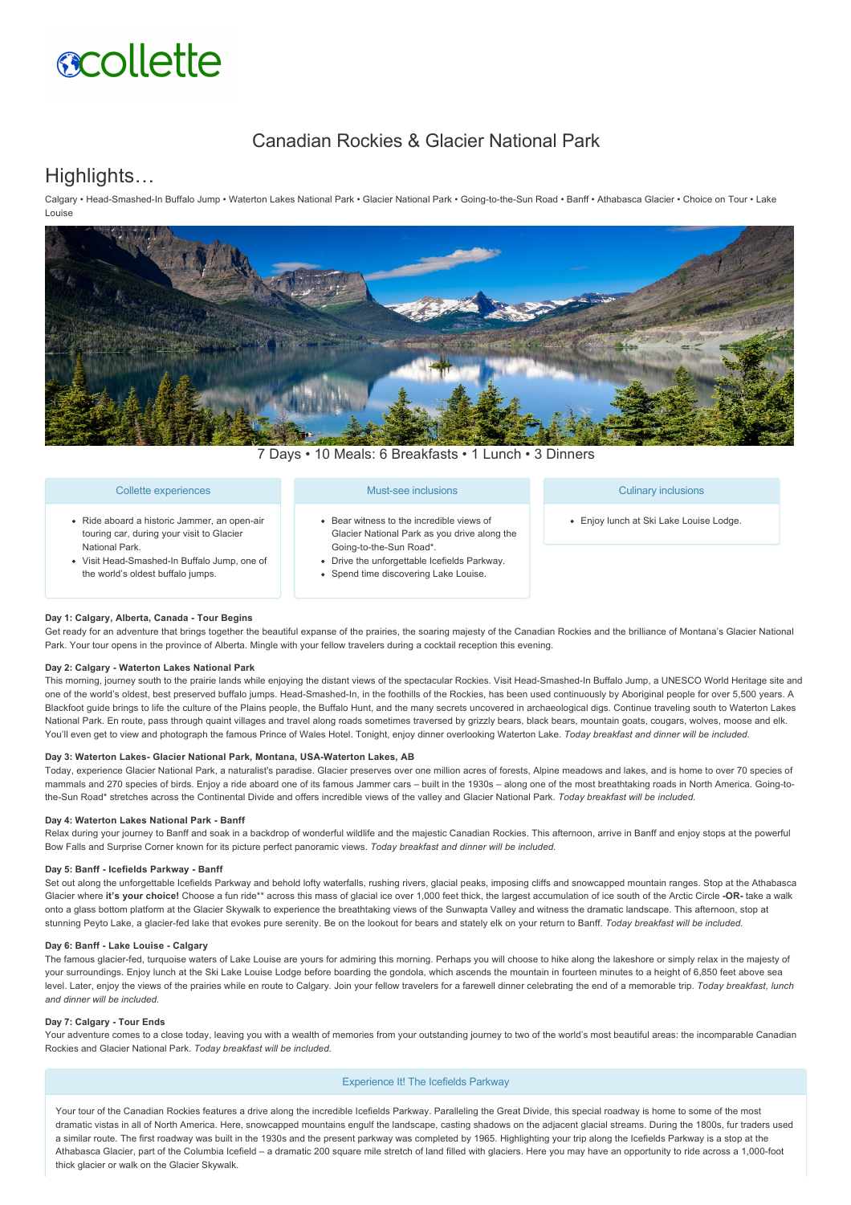# Canadian Rockies & Glacier National Park

## Highlights…

Calgary • Head-Smashed-In Buffalo Jump • Waterton Lakes National Park • Glacier National Park • Going-to-the-Sun Road • Banff • Athabasca Glacier • Choice on Tour • Lake Louise

7 Days • 10 Meals: 6 Breakfasts • 1 Lunch • 3 Dinners

### Collette experiences

- Ride aboard a historic Jammer, an open-air touring car, during your visit to Glacier National Park.
- Visit Head-Smashed-In Buffalo Jump, one of the world's oldest buffalo jumps.

### Must-see inclusions

- Bear witness to the incredible views of Glacier National Park as you drive along the Going-to-the-Sun Road*.
- Drive the unforgettable Icefields Parkway.
- Spend time discovering Lake Louise.

### Culinary inclusions

- Enjoy lunch at Ski Lake Louise Lodge.

**Day 1: Calgary, Alberta, Canada - Tour Begins**

Get ready for an adventure that brings together the beautiful expanse of the prairies, the soaring majesty of the Canadian Rockies and the brilliance of Montana's Glacier National Park. Your tour opens in the province of Alberta. Mingle with your fellow travelers during a cocktail reception this evening.

**Day 2: Calgary - Waterton Lakes National Park**

This morning, journey south to the prairie lands while enjoying the distant views of the spectacular Rockies. Visit Head-Smashed-In Buffalo Jump, a UNESCO World Heritage site and one of the world's oldest, best preserved buffalo jumps. Head-Smashed-In, in the foothills of the Rockies, has been used continuously by Aboriginal people for over 5,500 years. A Blackfoot guide brings to life the culture of the Plains people, the Buffalo Hunt, and the many secrets uncovered in archaeological digs. Continue traveling south to Waterton Lakes National Park. En route, pass through quaint villages and travel along roads sometimes traversed by grizzly bears, black bears, mountain goats, cougars, wolves, moose and elk. You'll even get to view and photograph the famous Prince of Wales Hotel. Tonight, enjoy dinner overlooking Waterton Lake. *Today breakfast and dinner will be included.*

**Day 3: Waterton Lakes- Glacier National Park, Montana, USA-Waterton Lakes, AB**

Today, experience Glacier National Park, a naturalist's paradise. Glacier preserves over one million acres of forests, Alpine meadows and lakes, and is home to over 70 species of mammals and 270 species of birds. Enjoy a ride aboard one of its famous Jammer cars – built in the 1930s – along one of the most breathtaking roads in North America. Going-to-the-Sun Road* stretches across the Continental Divide and offers incredible views of the valley and Glacier National Park. *Today breakfast will be included.*

**Day 4: Waterton Lakes National Park - Banff**

Relax during your journey to Banff and soak in a backdrop of wonderful wildlife and the majestic Canadian Rockies. This afternoon, arrive in Banff and enjoy stops at the powerful Bow Falls and Surprise Corner known for its picture perfect panoramic views. *Today breakfast and dinner will be included.*

**Day 5: Banff - Icefields Parkway - Banff**

Set out along the unforgettable Icefields Parkway and behold lofty waterfalls, rushing rivers, glacial peaks, imposing cliffs and snowcapped mountain ranges. Stop at the Athabasca Glacier where **it's your choice!** Choose a fun ride** across this mass of glacial ice over 1,000 feet thick, the largest accumulation of ice south of the Arctic Circle **-OR-** take a walk onto a glass bottom platform at the Glacier Skywalk to experience the breathtaking views of the Sunwapta Valley and witness the dramatic landscape. This afternoon, stop at stunning Peyto Lake, a glacier-fed lake that evokes pure serenity. Be on the lookout for bears and stately elk on your return to Banff. *Today breakfast will be included.*

**Day 6: Banff - Lake Louise - Calgary**

The famous glacier-fed, turquoise waters of Lake Louise are yours for admiring this morning. Perhaps you will choose to hike along the lakeshore or simply relax in the majesty of your surroundings. Enjoy lunch at the Ski Lake Louise Lodge before boarding the gondola, which ascends the mountain in fourteen minutes to a height of 6,850 feet above sea level. Later, enjoy the views of the prairies while en route to Calgary. Join your fellow travelers for a farewell dinner celebrating the end of a memorable trip. *Today breakfast, lunch and dinner will be included.*

**Day 7: Calgary - Tour Ends**

Your adventure comes to a close today, leaving you with a wealth of memories from your outstanding journey to two of the world's most beautiful areas: the incomparable Canadian Rockies and Glacier National Park. *Today breakfast will be included.*

### Experience It! The Icefields Parkway

Your tour of the Canadian Rockies features a drive along the incredible Icefields Parkway. Paralleling the Great Divide, this special roadway is home to some of the most dramatic vistas in all of North America. Here, snowcapped mountains engulf the landscape, casting shadows on the adjacent glacial streams. During the 1800s, fur traders used a similar route. The first roadway was built in the 1930s and the present parkway was completed by 1965. Highlighting your trip along the Icefields Parkway is a stop at the Athabasca Glacier, part of the Columbia Icefield – a dramatic 200 square mile stretch of land filled with glaciers. Here you may have an opportunity to ride across a 1,000-foot thick glacier or walk on the Glacier Skywalk.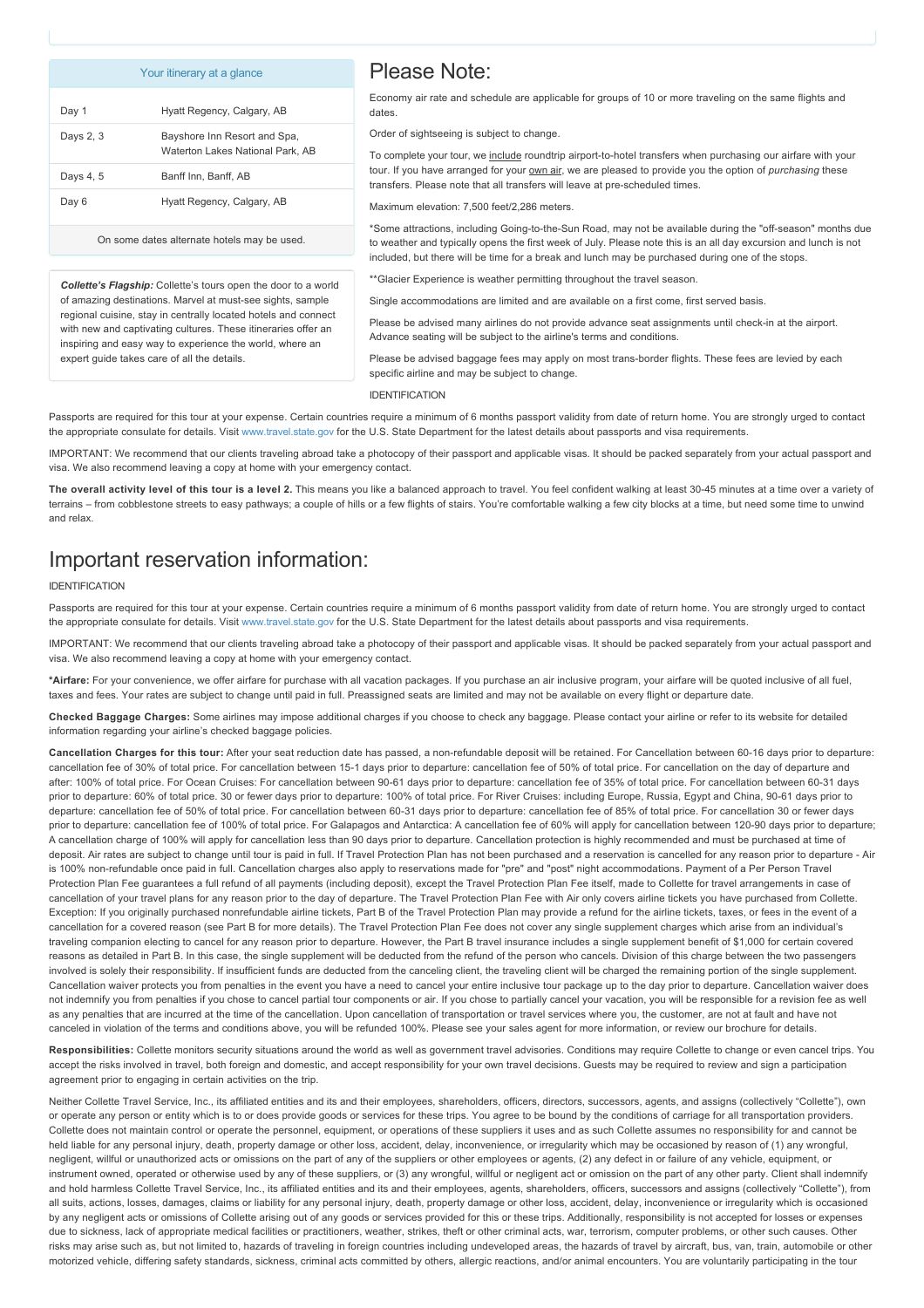| Your itinerary at a glance | |
|---|---|
| Day 1 | Hyatt Regency, Calgary, AB |
| Days 2, 3 | Bayshore Inn Resort and Spa, Waterton Lakes National Park, AB |
| Days 4, 5 | Banff Inn, Banff, AB |
| Day 6 | Hyatt Regency, Calgary, AB |

On some dates alternate hotels may be used.

***Collette's Flagship:*** Collette's tours open the door to a world of amazing destinations. Marvel at must-see sights, sample regional cuisine, stay in centrally located hotels and connect with new and captivating cultures. These itineraries offer an inspiring and easy way to experience the world, where an expert guide takes care of all the details.

# Please Note:

Economy air rate and schedule are applicable for groups of 10 or more traveling on the same flights and dates.

Order of sightseeing is subject to change.

To complete your tour, we include roundtrip airport-to-hotel transfers when purchasing our airfare with your tour. If you have arranged for your own air, we are pleased to provide you the option of *purchasing* these transfers. Please note that all transfers will leave at pre-scheduled times.

Maximum elevation: 7,500 feet/2,286 meters.

*Some attractions, including Going-to-the-Sun Road, may not be available during the "off-season" months due to weather and typically opens the first week of July. Please note this is an all day excursion and lunch is not included, but there will be time for a break and lunch may be purchased during one of the stops.

**Glacier Experience is weather permitting throughout the travel season.

Single accommodations are limited and are available on a first come, first served basis.

Please be advised many airlines do not provide advance seat assignments until check-in at the airport. Advance seating will be subject to the airline's terms and conditions.

Please be advised baggage fees may apply on most trans-border flights. These fees are levied by each specific airline and may be subject to change.

IDENTIFICATION

Passports are required for this tour at your expense. Certain countries require a minimum of 6 months passport validity from date of return home. You are strongly urged to contact the appropriate consulate for details. Visit www.travel.state.gov for the U.S. State Department for the latest details about passports and visa requirements.

IMPORTANT: We recommend that our clients traveling abroad take a photocopy of their passport and applicable visas. It should be packed separately from your actual passport and visa. We also recommend leaving a copy at home with your emergency contact.

**The overall activity level of this tour is a level 2.** This means you like a balanced approach to travel. You feel confident walking at least 30-45 minutes at a time over a variety of terrains – from cobblestone streets to easy pathways; a couple of hills or a few flights of stairs. You're comfortable walking a few city blocks at a time, but need some time to unwind and relax.

# Important reservation information:

IDENTIFICATION

Passports are required for this tour at your expense. Certain countries require a minimum of 6 months passport validity from date of return home. You are strongly urged to contact the appropriate consulate for details. Visit www.travel.state.gov for the U.S. State Department for the latest details about passports and visa requirements.

IMPORTANT: We recommend that our clients traveling abroad take a photocopy of their passport and applicable visas. It should be packed separately from your actual passport and visa. We also recommend leaving a copy at home with your emergency contact.

***Airfare:** For your convenience, we offer airfare for purchase with all vacation packages. If you purchase an air inclusive program, your airfare will be quoted inclusive of all fuel, taxes and fees. Your rates are subject to change until paid in full. Preassigned seats are limited and may not be available on every flight or departure date.

**Checked Baggage Charges:** Some airlines may impose additional charges if you choose to check any baggage. Please contact your airline or refer to its website for detailed information regarding your airline's checked baggage policies.

**Cancellation Charges for this tour:** After your seat reduction date has passed, a non-refundable deposit will be retained. For Cancellation between 60-16 days prior to departure: cancellation fee of 30% of total price. For cancellation between 15-1 days prior to departure: cancellation fee of 50% of total price. For cancellation on the day of departure and after: 100% of total price. For Ocean Cruises: For cancellation between 90-61 days prior to departure: cancellation fee of 35% of total price. For cancellation between 60-31 days prior to departure: 60% of total price. 30 or fewer days prior to departure: 100% of total price. For River Cruises: including Europe, Russia, Egypt and China, 90-61 days prior to departure: cancellation fee of 50% of total price. For cancellation between 60-31 days prior to departure: cancellation fee of 85% of total price. For cancellation 30 or fewer days prior to departure: cancellation fee of 100% of total price. For Galapagos and Antarctica: A cancellation fee of 60% will apply for cancellation between 120-90 days prior to departure; A cancellation charge of 100% will apply for cancellation less than 90 days prior to departure. Cancellation protection is highly recommended and must be purchased at time of deposit. Air rates are subject to change until tour is paid in full. If Travel Protection Plan has not been purchased and a reservation is cancelled for any reason prior to departure - Air is 100% non-refundable once paid in full. Cancellation charges also apply to reservations made for "pre" and "post" night accommodations. Payment of a Per Person Travel Protection Plan Fee guarantees a full refund of all payments (including deposit), except the Travel Protection Plan Fee itself, made to Collette for travel arrangements in case of cancellation of your travel plans for any reason prior to the day of departure. The Travel Protection Plan Fee with Air only covers airline tickets you have purchased from Collette. Exception: If you originally purchased nonrefundable airline tickets, Part B of the Travel Protection Plan may provide a refund for the airline tickets, taxes, or fees in the event of a cancellation for a covered reason (see Part B for more details). The Travel Protection Plan Fee does not cover any single supplement charges which arise from an individual's traveling companion electing to cancel for any reason prior to departure. However, the Part B travel insurance includes a single supplement benefit of $1,000 for certain covered reasons as detailed in Part B. In this case, the single supplement will be deducted from the refund of the person who cancels. Division of this charge between the two passengers involved is solely their responsibility. If insufficient funds are deducted from the canceling client, the traveling client will be charged the remaining portion of the single supplement. Cancellation waiver protects you from penalties in the event you have a need to cancel your entire inclusive tour package up to the day prior to departure. Cancellation waiver does not indemnify you from penalties if you chose to cancel partial tour components or air. If you chose to partially cancel your vacation, you will be responsible for a revision fee as well as any penalties that are incurred at the time of the cancellation. Upon cancellation of transportation or travel services where you, the customer, are not at fault and have not canceled in violation of the terms and conditions above, you will be refunded 100%. Please see your sales agent for more information, or review our brochure for details.

**Responsibilities:** Collette monitors security situations around the world as well as government travel advisories. Conditions may require Collette to change or even cancel trips. You accept the risks involved in travel, both foreign and domestic, and accept responsibility for your own travel decisions. Guests may be required to review and sign a participation agreement prior to engaging in certain activities on the trip.

Neither Collette Travel Service, Inc., its affiliated entities and its and their employees, shareholders, officers, directors, successors, agents, and assigns (collectively "Collette"), own or operate any person or entity which is to or does provide goods or services for these trips. You agree to be bound by the conditions of carriage for all transportation providers. Collette does not maintain control or operate the personnel, equipment, or operations of these suppliers it uses and as such Collette assumes no responsibility for and cannot be held liable for any personal injury, death, property damage or other loss, accident, delay, inconvenience, or irregularity which may be occasioned by reason of (1) any wrongful, negligent, willful or unauthorized acts or omissions on the part of any of the suppliers or other employees or agents, (2) any defect in or failure of any vehicle, equipment, or instrument owned, operated or otherwise used by any of these suppliers, or (3) any wrongful, willful or negligent act or omission on the part of any other party. Client shall indemnify and hold harmless Collette Travel Service, Inc., its affiliated entities and its and their employees, agents, shareholders, officers, successors and assigns (collectively "Collette"), from all suits, actions, losses, damages, claims or liability for any personal injury, death, property damage or other loss, accident, delay, inconvenience or irregularity which is occasioned by any negligent acts or omissions of Collette arising out of any goods or services provided for this or these trips. Additionally, responsibility is not accepted for losses or expenses due to sickness, lack of appropriate medical facilities or practitioners, weather, strikes, theft or other criminal acts, war, terrorism, computer problems, or other such causes. Other risks may arise such as, but not limited to, hazards of traveling in foreign countries including undeveloped areas, the hazards of travel by aircraft, bus, van, train, automobile or other motorized vehicle, differing safety standards, sickness, criminal acts committed by others, allergic reactions, and/or animal encounters. You are voluntarily participating in the tour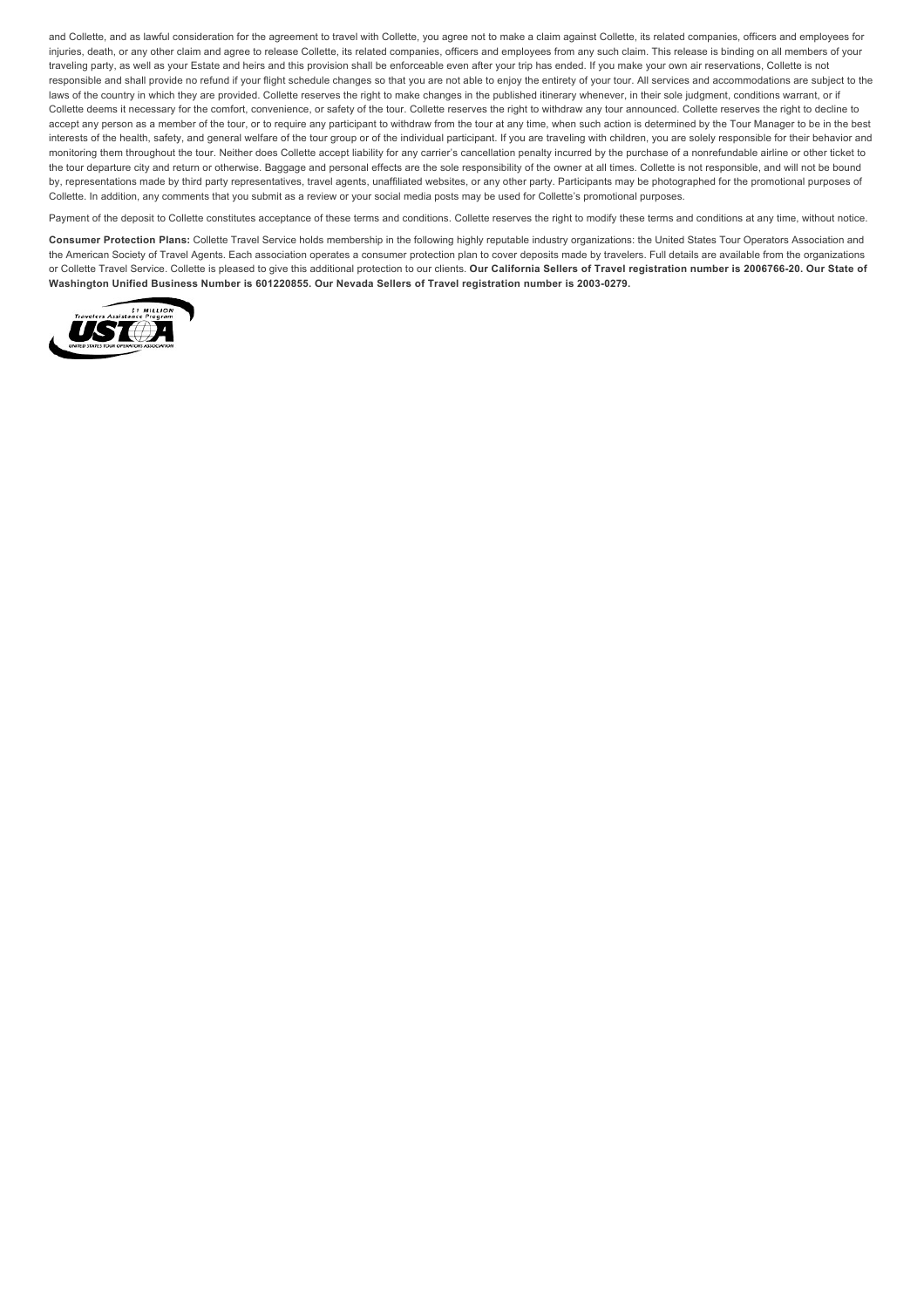and Collette, and as lawful consideration for the agreement to travel with Collette, you agree not to make a claim against Collette, its related companies, officers and employees for injuries, death, or any other claim and agree to release Collette, its related companies, officers and employees from any such claim. This release is binding on all members of your traveling party, as well as your Estate and heirs and this provision shall be enforceable even after your trip has ended. If you make your own air reservations, Collette is not responsible and shall provide no refund if your flight schedule changes so that you are not able to enjoy the entirety of your tour. All services and accommodations are subject to the laws of the country in which they are provided. Collette reserves the right to make changes in the published itinerary whenever, in their sole judgment, conditions warrant, or if Collette deems it necessary for the comfort, convenience, or safety of the tour. Collette reserves the right to withdraw any tour announced. Collette reserves the right to decline to accept any person as a member of the tour, or to require any participant to withdraw from the tour at any time, when such action is determined by the Tour Manager to be in the best interests of the health, safety, and general welfare of the tour group or of the individual participant. If you are traveling with children, you are solely responsible for their behavior and monitoring them throughout the tour. Neither does Collette accept liability for any carrier's cancellation penalty incurred by the purchase of a nonrefundable airline or other ticket to the tour departure city and return or otherwise. Baggage and personal effects are the sole responsibility of the owner at all times. Collette is not responsible, and will not be bound by, representations made by third party representatives, travel agents, unaffiliated websites, or any other party. Participants may be photographed for the promotional purposes of Collette. In addition, any comments that you submit as a review or your social media posts may be used for Collette's promotional purposes.

Payment of the deposit to Collette constitutes acceptance of these terms and conditions. Collette reserves the right to modify these terms and conditions at any time, without notice.

**Consumer Protection Plans:** Collette Travel Service holds membership in the following highly reputable industry organizations: the United States Tour Operators Association and the American Society of Travel Agents. Each association operates a consumer protection plan to cover deposits made by travelers. Full details are available from the organizations or Collette Travel Service. Collette is pleased to give this additional protection to our clients. **Our California Sellers of Travel registration number is 2006766-20. Our State of Washington Unified Business Number is 601220855. Our Nevada Sellers of Travel registration number is 2003-0279.**